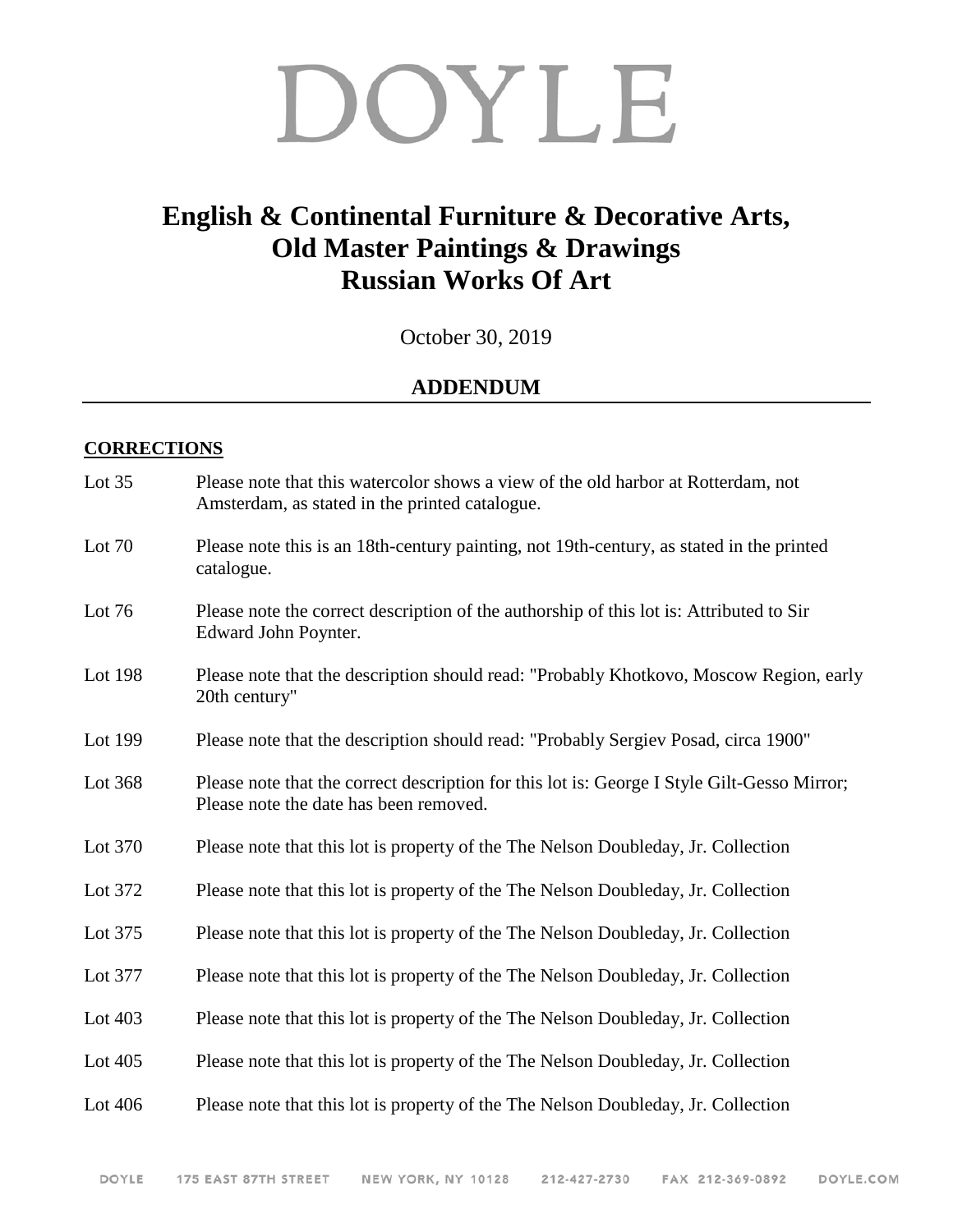# DOYLE

## English & Continental Furniture & Decorative Arts, Old Master Paintings & Drawings Russian Works Of Art

October 30, 2019

## ADDENDUM

**CORRECTIONS**

Lot 35 Please note that this watercolor shows a view of the old harbor at Rotterdam, not Amsterdam, as stated in the printed catalogue.

Lot 70 Please note this is an 18th-century painting, not 19th-century, as stated in the printed catalogue.

Lot 76 Please note the correct description of the authorship of this lot is: Attributed to Sir Edward John Poynter.

Lot 198 Please note that the description should read: "Probably Khotkovo, Moscow Region, early 20th century"

Lot 199 Please note that the description should read: "Probably Sergiev Posad, circa 1900"

Lot 368 Please note that the correct description for this lot is: George I Style Gilt-Gesso Mirror; Please note the date has been removed.

Lot 370 Please note that this lot is property of the The Nelson Doubleday, Jr. Collection

Lot 372 Please note that this lot is property of the The Nelson Doubleday, Jr. Collection

Lot 375 Please note that this lot is property of the The Nelson Doubleday, Jr. Collection

Lot 377 Please note that this lot is property of the The Nelson Doubleday, Jr. Collection

Lot 403 Please note that this lot is property of the The Nelson Doubleday, Jr. Collection

Lot 405 Please note that this lot is property of the The Nelson Doubleday, Jr. Collection

Lot 406 Please note that this lot is property of the The Nelson Doubleday, Jr. Collection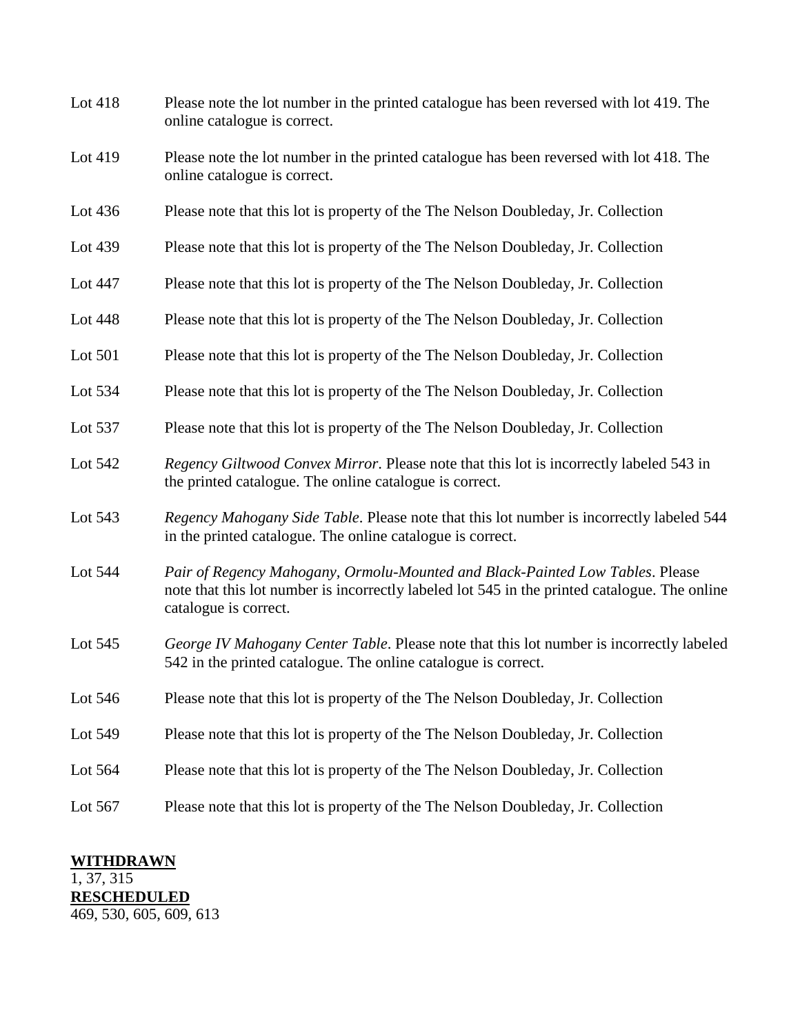Lot 418 Please note the lot number in the printed catalogue has been reversed with lot 419. The online catalogue is correct.

Lot 419 Please note the lot number in the printed catalogue has been reversed with lot 418. The online catalogue is correct.

Lot 436 Please note that this lot is property of the The Nelson Doubleday, Jr. Collection

Lot 439 Please note that this lot is property of the The Nelson Doubleday, Jr. Collection

Lot 447 Please note that this lot is property of the The Nelson Doubleday, Jr. Collection

Lot 448 Please note that this lot is property of the The Nelson Doubleday, Jr. Collection

Lot 501 Please note that this lot is property of the The Nelson Doubleday, Jr. Collection

Lot 534 Please note that this lot is property of the The Nelson Doubleday, Jr. Collection

Lot 537 Please note that this lot is property of the The Nelson Doubleday, Jr. Collection

Lot 542 *Regency Giltwood Convex Mirror*. Please note that this lot is incorrectly labeled 543 in the printed catalogue. The online catalogue is correct.

Lot 543 *Regency Mahogany Side Table*. Please note that this lot number is incorrectly labeled 544 in the printed catalogue. The online catalogue is correct.

Lot 544 *Pair of Regency Mahogany, Ormolu-Mounted and Black-Painted Low Tables*. Please note that this lot number is incorrectly labeled lot 545 in the printed catalogue. The online catalogue is correct.

Lot 545 *George IV Mahogany Center Table*. Please note that this lot number is incorrectly labeled 542 in the printed catalogue. The online catalogue is correct.

Lot 546 Please note that this lot is property of the The Nelson Doubleday, Jr. Collection

Lot 549 Please note that this lot is property of the The Nelson Doubleday, Jr. Collection

Lot 564 Please note that this lot is property of the The Nelson Doubleday, Jr. Collection

Lot 567 Please note that this lot is property of the The Nelson Doubleday, Jr. Collection

**WITHDRAWN**
1, 37, 315

**RESCHEDULED**
469, 530, 605, 609, 613